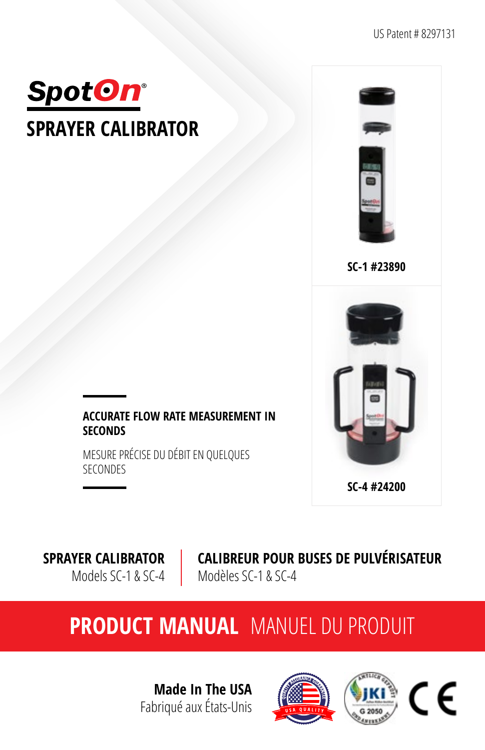US Patent # 8297131

# SpotOn®

## SPRAYER CALIBRATOR

SC-1 #23890

SC-4 #24200

**ACCURATE FLOW RATE MEASUREMENT IN SECONDS**

MESURE PRÉCISE DU DÉBIT EN QUELQUES SECONDES

**SPRAYER CALIBRATOR**
Models SC-1 & SC-4

**CALIBREUR POUR BUSES DE PULVÉRISATEUR**
Modèles SC-1 & SC-4

## PRODUCT MANUAL MANUEL DU PRODUIT

**Made In The USA**
Fabriqué aux États-Unis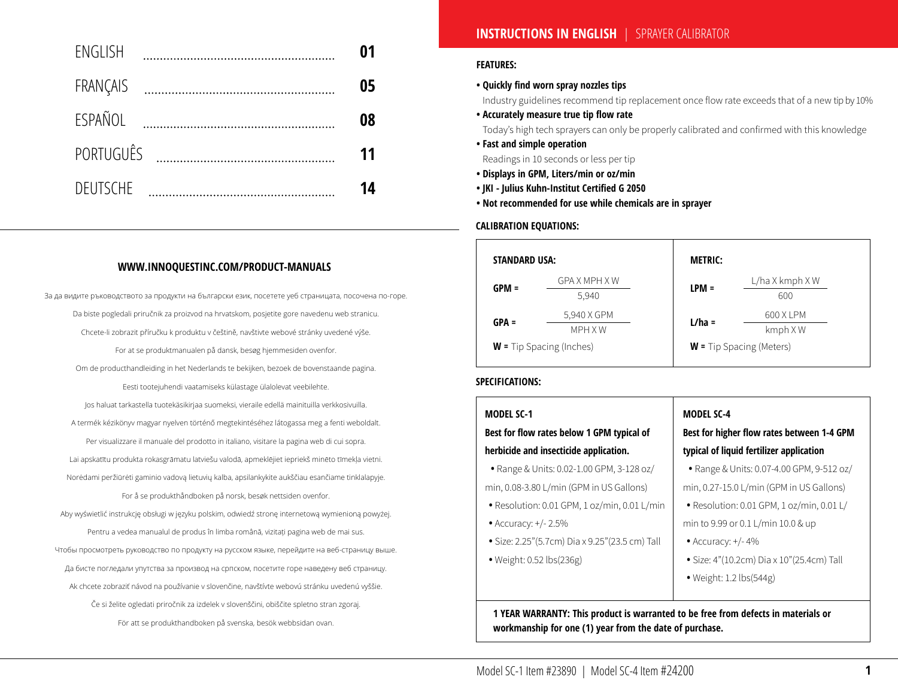| | |
|---|---|
| ENGLISH | 01 |
| FRANÇAIS | 05 |
| ESPAÑOL | 08 |
| PORTUGUÊS | 11 |
| DEUTSCHE | 14 |

**WWW.INNOQUESTINC.COM/PRODUCT-MANUALS**

За да видите ръководството за продукти на български език, посетете уеб страницата, посочена по-горе.

Da biste pogledali priručnik za proizvod na hrvatskom, posjetite gore navedenu web stranicu.

Chcete-li zobrazit příručku k produktu v češtině, navštivte webové stránky uvedené výše.

For at se produktmanualen på dansk, besøg hjemmesiden ovenfor.

Om de producthandleiding in het Nederlands te bekijken, bezoek de bovenstaande pagina.

Eesti tootejuhendi vaatamiseks külastage ülalolevat veebilehte.

Jos haluat tarkastella tuotekäsikirjaa suomeksi, vieraile edellä mainituilla verkkosivuilla.

A termék kézikönyv magyar nyelven történő megtekintéséhez látogassa meg a fenti weboldalt.

Per visualizzare il manuale del prodotto in italiano, visitare la pagina web di cui sopra.

Lai apskatītu produkta rokasgrāmatu latviešu valodā, apmeklējiet iepriekš minēto tīmekļa vietni.

Norėdami peržiūrėti gaminio vadovą lietuvių kalba, apsilankykite aukščiau esančiame tinklalapyje.

For å se produkthåndboken på norsk, besøk nettsiden ovenfor.

Aby wyświetlić instrukcję obsługi w języku polskim, odwiedź stronę internetową wymienioną powyżej.

Pentru a vedea manualul de produs în limba română, vizitați pagina web de mai sus.

Чтобы просмотреть руководство по продукту на русском языке, перейдите на веб-страницу выше.

Да бисте погледали упутства за производ на српском, посетите горе наведену веб страницу.

Ak chcete zobraziť návod na používanie v slovenčine, navštívte webovú stránku uvedenú vyššie.

Če si želite ogledati priročnik za izdelek v slovenščini, obiščite spletno stran zgoraj.

För att se produkthandboken på svenska, besök webbsidan ovan.

# INSTRUCTIONS IN ENGLISH | SPRAYER CALIBRATOR

**FEATURES:**

- **Quickly find worn spray nozzles tips**
  Industry guidelines recommend tip replacement once flow rate exceeds that of a new tip by 10%
- **Accurately measure true tip flow rate**
  Today's high tech sprayers can only be properly calibrated and confirmed with this knowledge
- **Fast and simple operation**
  Readings in 10 seconds or less per tip
- **Displays in GPM, Liters/min or oz/min**
- **JKI - Julius Kuhn-Institut Certified G 2050**
- **Not recommended for use while chemicals are in sprayer**

**CALIBRATION EQUATIONS:**

| STANDARD USA: | METRIC: |
|---|---|
| $\text{GPM} = \dfrac{\text{GPA} \times \text{MPH} \times \text{W}}{5{,}940}$ | $\text{LPM} = \dfrac{\text{L/ha} \times \text{kmph} \times \text{W}}{600}$ |
| $\text{GPA} = \dfrac{5{,}940 \times \text{GPM}}{\text{MPH} \times \text{W}}$ | $\text{L/ha} = \dfrac{600 \times \text{LPM}}{\text{kmph} \times \text{W}}$ |
| **W =** Tip Spacing (Inches) | **W =** Tip Spacing (Meters) |

**SPECIFICATIONS:**

| MODEL SC-1 | MODEL SC-4 |
|---|---|
| **Best for flow rates below 1 GPM typical of herbicide and insecticide application.** | **Best for higher flow rates between 1-4 GPM typical of liquid fertilizer application** |
| • Range & Units: 0.02-1.00 GPM, 3-128 oz/min, 0.08-3.80 L/min (GPM in US Gallons) | • Range & Units: 0.07-4.00 GPM, 9-512 oz/min, 0.27-15.0 L/min (GPM in US Gallons) |
| • Resolution: 0.01 GPM, 1 oz/min, 0.01 L/min | • Resolution: 0.01 GPM, 1 oz/min, 0.01 L/min to 9.99 or 0.1 L/min 10.0 & up |
| • Accuracy: +/- 2.5% | • Accuracy: +/- 4% |
| • Size: 2.25"(5.7cm) Dia x 9.25"(23.5 cm) Tall | • Size: 4"(10.2cm) Dia x 10"(25.4cm) Tall |
| • Weight: 0.52 lbs(236g) | • Weight: 1.2 lbs(544g) |

**1 YEAR WARRANTY: This product is warranted to be free from defects in materials or workmanship for one (1) year from the date of purchase.**

Model SC-1 Item #23890 | Model SC-4 Item #24200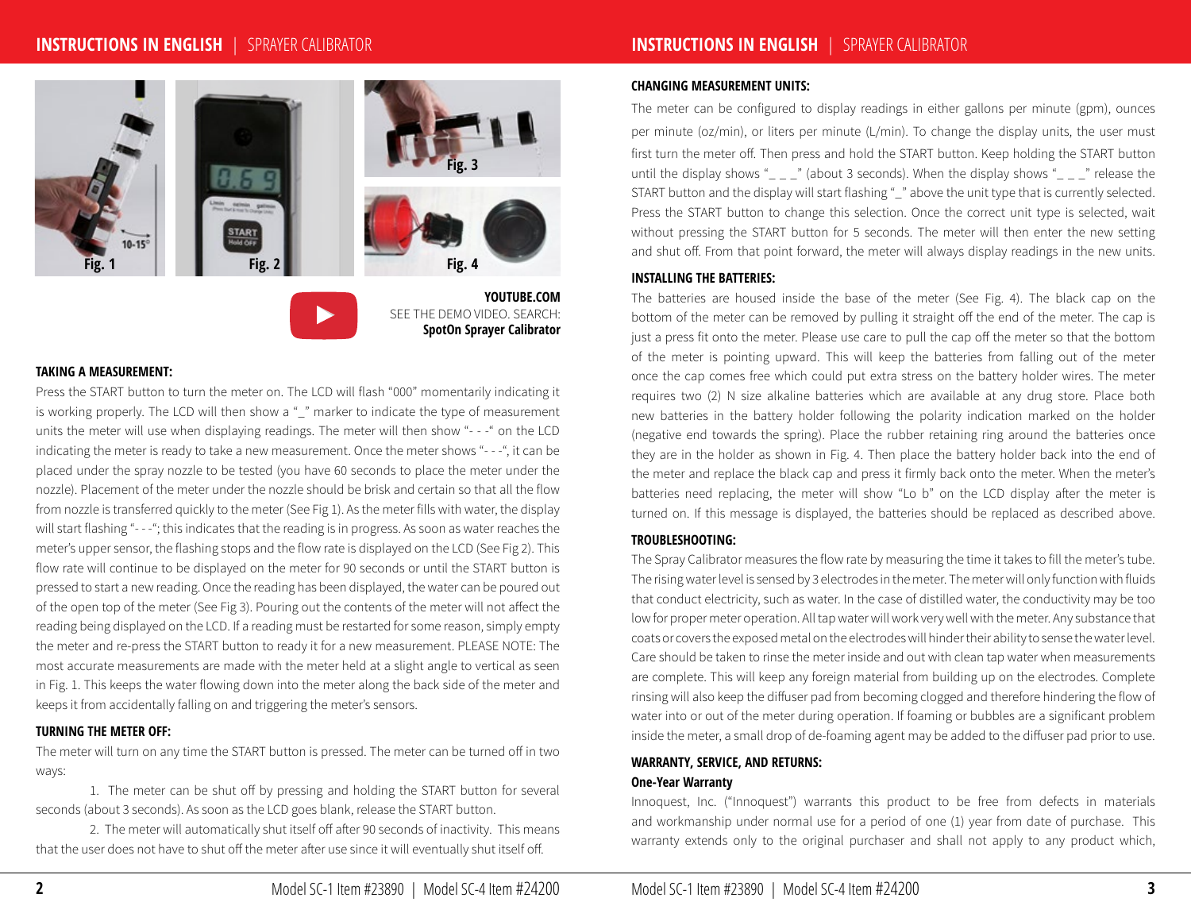Fig. 1

Fig. 2

Fig. 3

Fig. 4

**YOUTUBE.COM**
SEE THE DEMO VIDEO. SEARCH:
**SpotOn Sprayer Calibrator**

### TAKING A MEASUREMENT:

Press the START button to turn the meter on. The LCD will flash "000" momentarily indicating it is working properly. The LCD will then show a "_" marker to indicate the type of measurement units the meter will use when displaying readings. The meter will then show "- - -" on the LCD indicating the meter is ready to take a new measurement. Once the meter shows "- - -", it can be placed under the spray nozzle to be tested (you have 60 seconds to place the meter under the nozzle). Placement of the meter under the nozzle should be brisk and certain so that all the flow from nozzle is transferred quickly to the meter (See Fig 1). As the meter fills with water, the display will start flashing "- - -"; this indicates that the reading is in progress. As soon as water reaches the meter's upper sensor, the flashing stops and the flow rate is displayed on the LCD (See Fig 2). This flow rate will continue to be displayed on the meter for 90 seconds or until the START button is pressed to start a new reading. Once the reading has been displayed, the water can be poured out of the open top of the meter (See Fig 3). Pouring out the contents of the meter will not affect the reading being displayed on the LCD. If a reading must be restarted for some reason, simply empty the meter and re-press the START button to ready it for a new measurement. PLEASE NOTE: The most accurate measurements are made with the meter held at a slight angle to vertical as seen in Fig. 1. This keeps the water flowing down into the meter along the back side of the meter and keeps it from accidentally falling on and triggering the meter's sensors.

### TURNING THE METER OFF:

The meter will turn on any time the START button is pressed. The meter can be turned off in two ways:

1. The meter can be shut off by pressing and holding the START button for several seconds (about 3 seconds). As soon as the LCD goes blank, release the START button.
2. The meter will automatically shut itself off after 90 seconds of inactivity. This means that the user does not have to shut off the meter after use since it will eventually shut itself off.

### CHANGING MEASUREMENT UNITS:

The meter can be configured to display readings in either gallons per minute (gpm), ounces per minute (oz/min), or liters per minute (L/min). To change the display units, the user must first turn the meter off. Then press and hold the START button. Keep holding the START button until the display shows "_ _ _" (about 3 seconds). When the display shows "_ _ _" release the START button and the display will start flashing "_" above the unit type that is currently selected. Press the START button to change this selection. Once the correct unit type is selected, wait without pressing the START button for 5 seconds. The meter will then enter the new setting and shut off. From that point forward, the meter will always display readings in the new units.

### INSTALLING THE BATTERIES:

The batteries are housed inside the base of the meter (See Fig. 4). The black cap on the bottom of the meter can be removed by pulling it straight off the end of the meter. The cap is just a press fit onto the meter. Please use care to pull the cap off the meter so that the bottom of the meter is pointing upward. This will keep the batteries from falling out of the meter once the cap comes free which could put extra stress on the battery holder wires. The meter requires two (2) N size alkaline batteries which are available at any drug store. Place both new batteries in the battery holder following the polarity indication marked on the holder (negative end towards the spring). Place the rubber retaining ring around the batteries once they are in the holder as shown in Fig. 4. Then place the battery holder back into the end of the meter and replace the black cap and press it firmly back onto the meter. When the meter's batteries need replacing, the meter will show "Lo b" on the LCD display after the meter is turned on. If this message is displayed, the batteries should be replaced as described above.

### TROUBLESHOOTING:

The Spray Calibrator measures the flow rate by measuring the time it takes to fill the meter's tube. The rising water level is sensed by 3 electrodes in the meter. The meter will only function with fluids that conduct electricity, such as water. In the case of distilled water, the conductivity may be too low for proper meter operation. All tap water will work very well with the meter. Any substance that coats or covers the exposed metal on the electrodes will hinder their ability to sense the water level. Care should be taken to rinse the meter inside and out with clean tap water when measurements are complete. This will keep any foreign material from building up on the electrodes. Complete rinsing will also keep the diffuser pad from becoming clogged and therefore hindering the flow of water into or out of the meter during operation. If foaming or bubbles are a significant problem inside the meter, a small drop of de-foaming agent may be added to the diffuser pad prior to use.

### WARRANTY, SERVICE, AND RETURNS:

**One-Year Warranty**

Innoquest, Inc. ("Innoquest") warrants this product to be free from defects in materials and workmanship under normal use for a period of one (1) year from date of purchase. This warranty extends only to the original purchaser and shall not apply to any product which,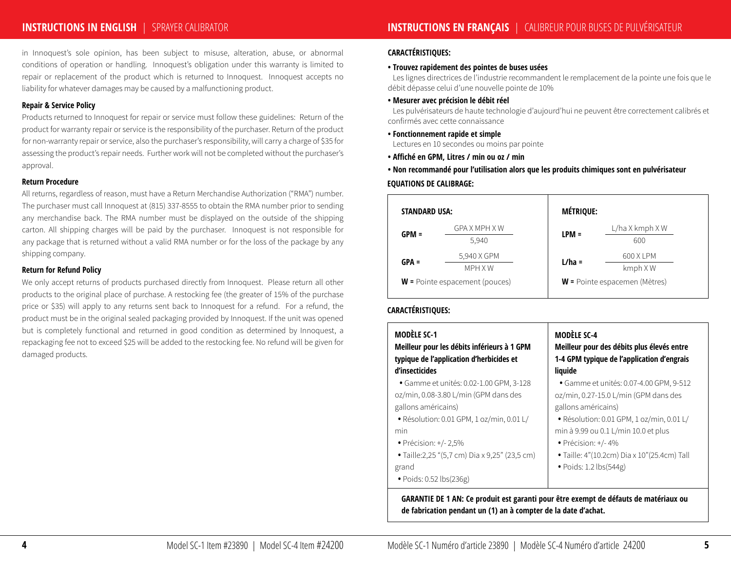in Innoquest's sole opinion, has been subject to misuse, alteration, abuse, or abnormal conditions of operation or handling. Innoquest's obligation under this warranty is limited to repair or replacement of the product which is returned to Innoquest. Innoquest accepts no liability for whatever damages may be caused by a malfunctioning product.

**Repair & Service Policy**

Products returned to Innoquest for repair or service must follow these guidelines: Return of the product for warranty repair or service is the responsibility of the purchaser. Return of the product for non-warranty repair or service, also the purchaser's responsibility, will carry a charge of $35 for assessing the product's repair needs. Further work will not be completed without the purchaser's approval.

**Return Procedure**

All returns, regardless of reason, must have a Return Merchandise Authorization ("RMA") number. The purchaser must call Innoquest at (815) 337-8555 to obtain the RMA number prior to sending any merchandise back. The RMA number must be displayed on the outside of the shipping carton. All shipping charges will be paid by the purchaser. Innoquest is not responsible for any package that is returned without a valid RMA number or for the loss of the package by any shipping company.

**Return for Refund Policy**

We only accept returns of products purchased directly from Innoquest. Please return all other products to the original place of purchase. A restocking fee (the greater of 15% of the purchase price or $35) will apply to any returns sent back to Innoquest for a refund. For a refund, the product must be in the original sealed packaging provided by Innoquest. If the unit was opened but is completely functional and returned in good condition as determined by Innoquest, a repackaging fee not to exceed $25 will be added to the restocking fee. No refund will be given for damaged products.

## INSTRUCTIONS EN FRANÇAIS | CALIBREUR POUR BUSES DE PULVÉRISATEUR

**CARACTÉRISTIQUES:**

- **Trouvez rapidement des pointes de buses usées**
  Les lignes directrices de l'industrie recommandent le remplacement de la pointe une fois que le débit dépasse celui d'une nouvelle pointe de 10%
- **Mesurer avec précision le débit réel**
  Les pulvérisateurs de haute technologie d'aujourd'hui ne peuvent être correctement calibrés et confirmés avec cette connaissance
- **Fonctionnement rapide et simple**
  Lectures en 10 secondes ou moins par pointe
- **Affiché en GPM, Litres / min ou oz / min**
- **Non recommandé pour l'utilisation alors que les produits chimiques sont en pulvérisateur**

**EQUATIONS DE CALIBRAGE:**

| STANDARD USA: | MÉTRIQUE: |
|---|---|
| $\text{GPM} = \dfrac{\text{GPA X MPH X W}}{5{,}940}$ | $\text{LPM} = \dfrac{\text{L/ha X kmph X W}}{600}$ |
| $\text{GPA} = \dfrac{5{,}940\text{ X GPM}}{\text{MPH X W}}$ | $\text{L/ha} = \dfrac{600\text{ X LPM}}{\text{kmph X W}}$ |
| **W =** Pointe espacement (pouces) | **W =** Pointe espacemen (Mètres) |

**CARACTÉRISTIQUES:**

| MODÈLE SC-1 | MODÈLE SC-4 |
|---|---|
| **Meilleur pour les débits inférieurs à 1 GPM typique de l'application d'herbicides et d'insecticides** | **Meilleur pour des débits plus élevés entre 1-4 GPM typique de l'application d'engrais liquide** |
| • Gamme et unités: 0.02-1.00 GPM, 3-128 oz/min, 0.08-3.80 L/min (GPM dans des gallons américains) | • Gamme et unités: 0.07-4.00 GPM, 9-512 oz/min, 0.27-15.0 L/min (GPM dans des gallons américains) |
| • Résolution: 0.01 GPM, 1 oz/min, 0.01 L/min | • Résolution: 0.01 GPM, 1 oz/min, 0.01 L/min à 9.99 ou 0.1 L/min 10.0 et plus |
| • Précision: +/- 2,5% | • Précision: +/- 4% |
| • Taille:2,25 "(5,7 cm) Dia x 9,25" (23,5 cm) grand | • Taille: 4"(10.2cm) Dia x 10"(25.4cm) Tall |
| • Poids: 0.52 lbs(236g) | • Poids: 1.2 lbs(544g) |

**GARANTIE DE 1 AN: Ce produit est garanti pour être exempt de défauts de matériaux ou de fabrication pendant un (1) an à compter de la date d'achat.**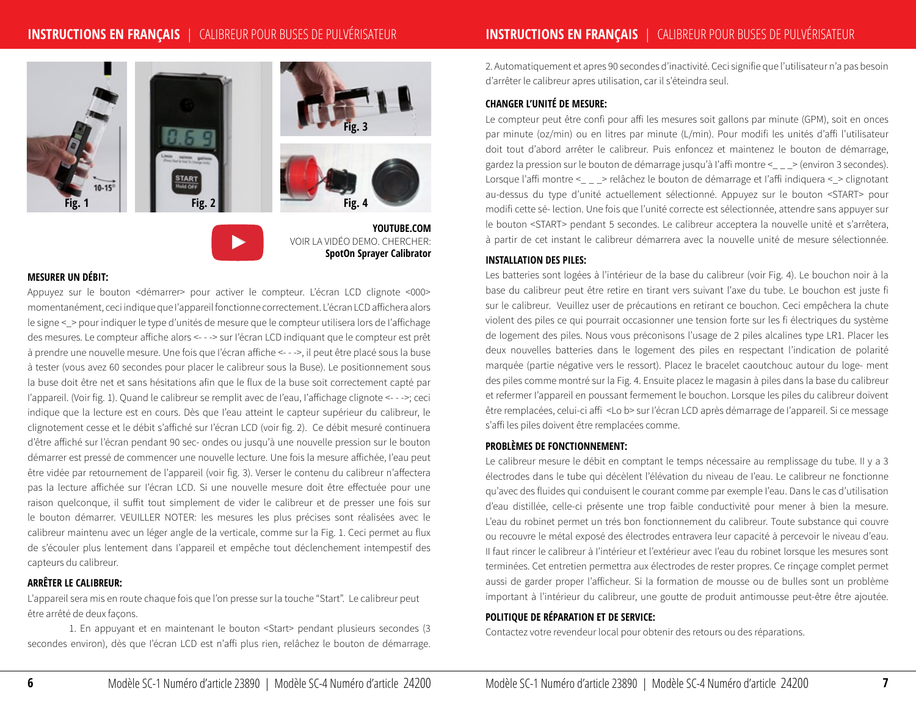Fig. 1

Fig. 2

Fig. 3

Fig. 4

**YOUTUBE.COM**
VOIR LA VIDÉO DEMO. CHERCHER:
**SpotOn Sprayer Calibrator**

### MESURER UN DÉBIT:

Appuyez sur le bouton <démarrer> pour activer le compteur. L'écran LCD clignote <000> momentanément, ceci indique que l'appareil fonctionne correctement. L'écran LCD affichera alors le signe <_> pour indiquer le type d'unités de mesure que le compteur utilisera lors de l'affichage des mesures. Le compteur affiche alors <- - -> sur l'écran LCD indiquant que le compteur est prêt à prendre une nouvelle mesure. Une fois que l'écran affiche <- - ->, il peut être placé sous la buse à tester (vous avez 60 secondes pour placer le calibreur sous la Buse). Le positionnement sous la buse doit être net et sans hésitations afin que le flux de la buse soit correctement capté par l'appareil. (Voir fig. 1). Quand le calibreur se remplit avec de l'eau, l'affichage clignote <- - ->; ceci indique que la lecture est en cours. Dès que l'eau atteint le capteur supérieur du calibreur, le clignotement cesse et le débit s'affiché sur l'écran LCD (voir fig. 2). Ce débit mesuré continuera d'être affiché sur l'écran pendant 90 sec- ondes ou jusqu'à une nouvelle pression sur le bouton démarrer est pressé de commencer une nouvelle lecture. Une fois la mesure affichée, l'eau peut être vidée par retournement de l'appareil (voir fig. 3). Verser le contenu du calibreur n'affectera pas la lecture affichée sur l'écran LCD. Si une nouvelle mesure doit être effectuée pour une raison quelconque, il suffit tout simplement de vider le calibreur et de presser une fois sur le bouton démarrer. VEUILLER NOTER: les mesures les plus précises sont réalisées avec le calibreur maintenu avec un léger angle de la verticale, comme sur la Fig. 1. Ceci permet au flux de s'écouler plus lentement dans l'appareil et empêche tout déclenchement intempestif des capteurs du calibreur.

### ARRÊTER LE CALIBREUR:

L'appareil sera mis en route chaque fois que l'on presse sur la touche "Start". Le calibreur peut être arrêté de deux façons.

1. En appuyant et en maintenant le bouton <Start> pendant plusieurs secondes (3 secondes environ), dès que l'écran LCD est n'affi plus rien, relâchez le bouton de démarrage.
2. Automatiquement et apres 90 secondes d'inactivité. Ceci signifie que l'utilisateur n'a pas besoin d'arrêter le calibreur apres utilisation, car il s'éteindra seul.

### CHANGER L'UNITÉ DE MESURE:

Le compteur peut être confi pour affi les mesures soit gallons par minute (GPM), soit en onces par minute (oz/min) ou en litres par minute (L/min). Pour modifi les unités d'affi l'utilisateur doit tout d'abord arrêter le calibreur. Puis enfoncez et maintenez le bouton de démarrage, gardez la pression sur le bouton de démarrage jusqu'à l'affi montre <_ _ _> (environ 3 secondes). Lorsque l'affi montre <_ _ _> relâchez le bouton de démarrage et l'affi indiquera <_> clignotant au-dessus du type d'unité actuellement sélectionné. Appuyez sur le bouton <START> pour modifi cette sé- lection. Une fois que l'unité correcte est sélectionnée, attendre sans appuyer sur le bouton <START> pendant 5 secondes. Le calibreur acceptera la nouvelle unité et s'arrêtera, à partir de cet instant le calibreur démarrera avec la nouvelle unité de mesure sélectionnée.

### INSTALLATION DES PILES:

Les batteries sont logées à l'intérieur de la base du calibreur (voir Fig. 4). Le bouchon noir à la base du calibreur peut être retire en tirant vers suivant l'axe du tube. Le bouchon est juste fi sur le calibreur. Veuillez user de précautions en retirant ce bouchon. Ceci empêchera la chute violent des piles ce qui pourrait occasionner une tension forte sur les fi électriques du système de logement des piles. Nous vous préconisons l'usage de 2 piles alcalines type LR1. Placer les deux nouvelles batteries dans le logement des piles en respectant l'indication de polarité marquée (partie négative vers le ressort). Placez le bracelet caoutchouc autour du loge- ment des piles comme montré sur la Fig. 4. Ensuite placez le magasin à piles dans la base du calibreur et refermer l'appareil en poussant fermement le bouchon. Lorsque les piles du calibreur doivent être remplacées, celui-ci affi <Lo b> sur l'écran LCD après démarrage de l'appareil. Si ce message s'affi les piles doivent être remplacées comme.

### PROBLÈMES DE FONCTIONNEMENT:

Le calibreur mesure le débit en comptant le temps nécessaire au remplissage du tube. Il y a 3 électrodes dans le tube qui décèlent l'élévation du niveau de l'eau. Le calibreur ne fonctionne qu'avec des fluides qui conduisent le courant comme par exemple l'eau. Dans le cas d'utilisation d'eau distillée, celle-ci présente une trop faible conductivité pour mener à bien la mesure. L'eau du robinet permet un trés bon fonctionnement du calibreur. Toute substance qui couvre ou recouvre le métal exposé des électrodes entravera leur capacité à percevoir le niveau d'eau. Il faut rincer le calibreur à l'intérieur et l'extérieur avec l'eau du robinet lorsque les mesures sont terminées. Cet entretien permettra aux électrodes de rester propres. Ce rinçage complet permet aussi de garder proper l'afficheur. Si la formation de mousse ou de bulles sont un problème important à l'intérieur du calibreur, une goutte de produit antimousse peut-être être ajoutée.

### POLITIQUE DE RÉPARATION ET DE SERVICE:

Contactez votre revendeur local pour obtenir des retours ou des réparations.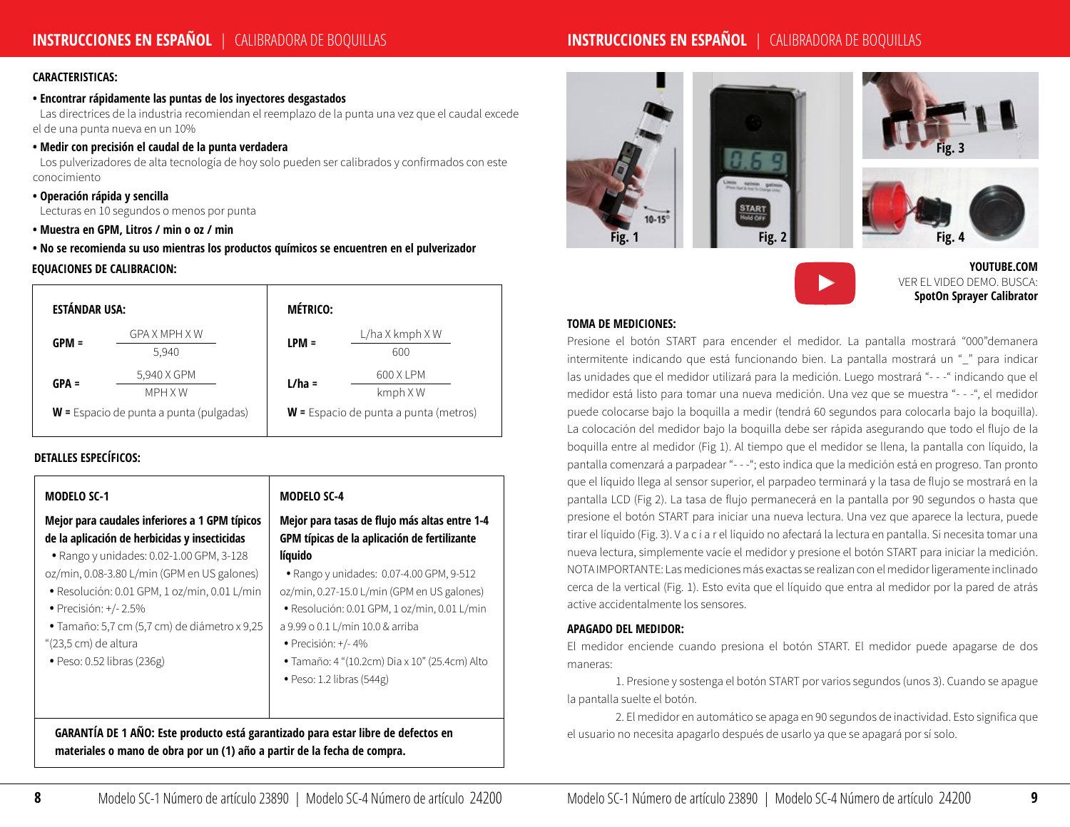**CARACTERISTICAS:**

- **Encontrar rápidamente las puntas de los inyectores desgastados**
  Las directrices de la industria recomiendan el reemplazo de la punta una vez que el caudal excede el de una punta nueva en un 10%
- **Medir con precisión el caudal de la punta verdadera**
  Los pulverizadores de alta tecnología de hoy solo pueden ser calibrados y confirmados con este conocimiento
- **Operación rápida y sencilla**
  Lecturas en 10 segundos o menos por punta
- **Muestra en GPM, Litros / min o oz / min**
- **No se recomienda su uso mientras los productos químicos se encuentren en el pulverizador**

**EQUACIONES DE CALIBRACION:**

| ESTÁNDAR USA: | MÉTRICO: |
|---|---|
| $GPM = \frac{GPA \times MPH \times W}{5{,}940}$ | $LPM = \frac{L/ha \times kmph \times W}{600}$ |
| $GPA = \frac{5{,}940 \times GPM}{MPH \times W}$ | $L/ha = \frac{600 \times LPM}{kmph \times W}$ |
| **W =** Espacio de punta a punta (pulgadas) | **W =** Espacio de punta a punta (metros) |

**DETALLES ESPECÍFICOS:**

| MODELO SC-1 | MODELO SC-4 |
|---|---|
| **Mejor para caudales inferiores a 1 GPM típicos de la aplicación de herbicidas y insecticidas** | **Mejor para tasas de flujo más altas entre 1-4 GPM típicas de la aplicación de fertilizante líquido** |
| • Rango y unidades: 0.02-1.00 GPM, 3-128 oz/min, 0.08-3.80 L/min (GPM en US galones) | • Rango y unidades: 0.07-4.00 GPM, 9-512 oz/min, 0.27-15.0 L/min (GPM en US galones) |
| • Resolución: 0.01 GPM, 1 oz/min, 0.01 L/min | • Resolución: 0.01 GPM, 1 oz/min, 0.01 L/min a 9.99 o 0.1 L/min 10.0 & arriba |
| • Precisión: +/- 2.5% | • Precisión: +/- 4% |
| • Tamaño: 5,7 cm (5,7 cm) de diámetro x 9,25 "(23,5 cm) de altura | • Tamaño: 4 "(10.2cm) Dia x 10" (25.4cm) Alto |
| • Peso: 0.52 libras (236g) | • Peso: 1.2 libras (544g) |

**GARANTÍA DE 1 AÑO: Este producto está garantizado para estar libre de defectos en materiales o mano de obra por un (1) año a partir de la fecha de compra.**

Fig. 1 Fig. 2 Fig. 3 Fig. 4

**YOUTUBE.COM**
VER EL VIDEO DEMO. BUSCA:
**SpotOn Sprayer Calibrator**

**TOMA DE MEDICIONES:**

Presione el botón START para encender el medidor. La pantalla mostrará "000"demanera intermitente indicando que está funcionando bien. La pantalla mostrará un "_" para indicar las unidades que el medidor utilizará para la medición. Luego mostrará "- - -" indicando que el medidor está listo para tomar una nueva medición. Una vez que se muestra "- - -", el medidor puede colocarse bajo la boquilla a medir (tendrá 60 segundos para colocarla bajo la boquilla). La colocación del medidor bajo la boquilla debe ser rápida asegurando que todo el flujo de la boquilla entre al medidor (Fig 1). Al tiempo que el medidor se llena, la pantalla con líquido, la pantalla comenzará a parpadear "- - -"; esto indica que la medición está en progreso. Tan pronto que el líquido llega al sensor superior, el parpadeo terminará y la tasa de flujo se mostrará en la pantalla LCD (Fig 2). La tasa de flujo permanecerá en la pantalla por 90 segundos o hasta que presione el botón START para iniciar una nueva lectura. Una vez que aparece la lectura, puede tirar el líquido (Fig. 3). V a c i a r el líquido no afectará la lectura en pantalla. Si necesita tomar una nueva lectura, simplemente vacíe el medidor y presione el botón START para iniciar la medición. NOTA IMPORTANTE: Las mediciones más exactas se realizan con el medidor ligeramente inclinado cerca de la vertical (Fig. 1). Esto evita que el líquido que entra al medidor por la pared de atrás active accidentalmente los sensores.

**APAGADO DEL MEDIDOR:**

El medidor enciende cuando presiona el botón START. El medidor puede apagarse de dos maneras:

1. Presione y sostenga el botón START por varios segundos (unos 3). Cuando se apague la pantalla suelte el botón.

2. El medidor en automático se apaga en 90 segundos de inactividad. Esto significa que el usuario no necesita apagarlo después de usarlo ya que se apagará por sí solo.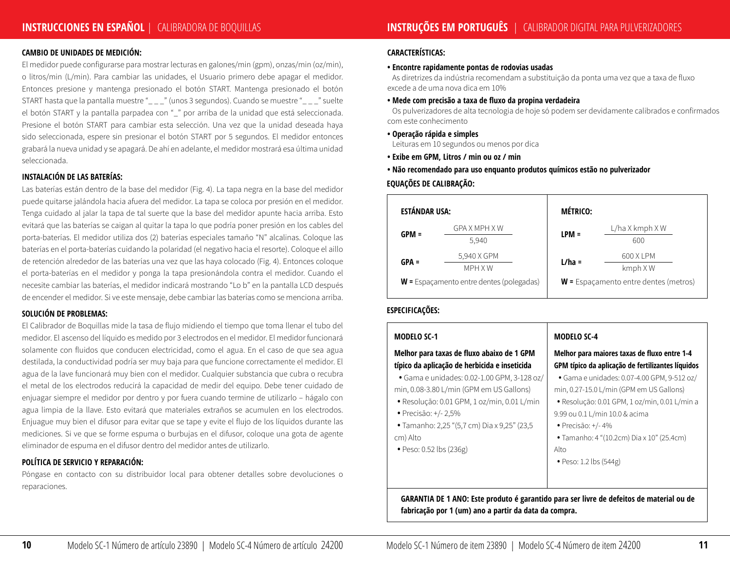## INSTRUCCIONES EN ESPAÑOL | CALIBRADORA DE BOQUILLAS

### CAMBIO DE UNIDADES DE MEDICIÓN:

El medidor puede configurarse para mostrar lecturas en galones/min (gpm), onzas/min (oz/min), o litros/min (L/min). Para cambiar las unidades, el Usuario primero debe apagar el medidor. Entonces presione y mantenga presionado el botón START. Mantenga presionado el botón START hasta que la pantalla muestre "_ _ _" (unos 3 segundos). Cuando se muestre "_ _ _" suelte el botón START y la pantalla parpadea con "_" por arriba de la unidad que está seleccionada. Presione el botón START para cambiar esta selección. Una vez que la unidad deseada haya sido seleccionada, espere sin presionar el botón START por 5 segundos. El medidor entonces grabará la nueva unidad y se apagará. De ahí en adelante, el medidor mostrará esa última unidad seleccionada.

### INSTALACIÓN DE LAS BATERÍAS:

Las baterías están dentro de la base del medidor (Fig. 4). La tapa negra en la base del medidor puede quitarse jalándola hacia afuera del medidor. La tapa se coloca por presión en el medidor. Tenga cuidado al jalar la tapa de tal suerte que la base del medidor apunte hacia arriba. Esto evitará que las baterías se caigan al quitar la tapa lo que podría poner presión en los cables del porta-baterías. El medidor utiliza dos (2) baterías especiales tamaño "N" alcalinas. Coloque las baterías en el porta-baterías cuidando la polaridad (el negativo hacia el resorte). Coloque el aillo de retención alrededor de las baterías una vez que las haya colocado (Fig. 4). Entonces coloque el porta-baterías en el medidor y ponga la tapa presionándola contra el medidor. Cuando lo necesite cambiar las baterías, el medidor indicará mostrando "Lo b" en la pantalla LCD después de encender el medidor. Si ve este mensaje, debe cambiar las baterías como se menciona arriba.

### SOLUCIÓN DE PROBLEMAS:

El Calibrador de Boquillas mide la tasa de flujo midiendo el tiempo que toma llenar el tubo del medidor. El ascenso del líquido es medido por 3 electrodos en el medidor. El medidor funcionará solamente con fluidos que conducen electricidad, como el agua. En el caso de que sea agua destilada, la conductividad podría ser muy baja para que funcione correctamente el medidor. El agua de la lave funcionará muy bien con el medidor. Cualquier substancia que cubra o recubra el metal de los electrodos reducirá la capacidad de medir del equipo. Debe tener cuidado de enjuagar siempre el medidor por dentro y por fuera cuando termine de utilizarlo – hágalo con agua limpia de la llave. Esto evitará que materiales extraños se acumulen en los electrodos. Enjuague muy bien el difusor para evitar que se tape y evite el flujo de los líquidos durante las mediciones. Si ve que se forme espuma o burbujas en el difusor, coloque una gota de agente eliminador de espuma en el difusor dentro del medidor antes de utilizarlo.

### POLÍTICA DE SERVICIO Y REPARACIÓN:

Póngase en contacto con su distribuidor local para obtener detalles sobre devoluciones o reparaciones.

## INSTRUÇÕES EM PORTUGUÊS | CALIBRADOR DIGITAL PARA PULVERIZADORES

### CARACTERÍSTICAS:

- **Encontre rapidamente pontas de rodovias usadas**
  As diretrizes da indústria recomendam a substituição da ponta uma vez que a taxa de fluxo excede a de uma nova dica em 10%
- **Mede com precisão a taxa de fluxo da propina verdadeira**
  Os pulverizadores de alta tecnologia de hoje só podem ser devidamente calibrados e confirmados com este conhecimento
- **Operação rápida e simples**
  Leituras em 10 segundos ou menos por dica
- **Exibe em GPM, Litros / min ou oz / min**
- **Não recomendado para uso enquanto produtos químicos estão no pulverizador**

### EQUAÇÕES DE CALIBRAÇÃO:

| ESTÁNDAR USA: | MÉTRICO: |
|---|---|
| $GPM = \frac{GPA \times MPH \times W}{5{,}940}$ | $LPM = \frac{L/ha \times kmph \times W}{600}$ |
| $GPA = \frac{5{,}940 \times GPM}{MPH \times W}$ | $L/ha = \frac{600 \times LPM}{kmph \times W}$ |
| **W =** Espaçamento entre dentes (polegadas) | **W =** Espaçamento entre dentes (metros) |

### ESPECIFICAÇÕES:

| MODELO SC-1 | MODELO SC-4 |
|---|---|
| **Melhor para taxas de fluxo abaixo de 1 GPM típico da aplicação de herbicida e inseticida** | **Melhor para maiores taxas de fluxo entre 1-4 GPM típico da aplicação de fertilizantes líquidos** |
| • Gama e unidades: 0.02-1.00 GPM, 3-128 oz/min, 0.08-3.80 L/min (GPM em US Gallons) | • Gama e unidades: 0.07-4.00 GPM, 9-512 oz/min, 0.27-15.0 L/min (GPM em US Gallons) |
| • Resolução: 0.01 GPM, 1 oz/min, 0.01 L/min | • Resolução: 0.01 GPM, 1 oz/min, 0.01 L/min a 9.99 ou 0.1 L/min 10.0 & acima |
| • Precisão: +/- 2,5% | • Precisão: +/- 4% |
| • Tamanho: 2,25 "(5,7 cm) Dia x 9,25" (23,5 cm) Alto | • Tamanho: 4 "(10.2cm) Dia x 10" (25.4cm) Alto |
| • Peso: 0.52 lbs (236g) | • Peso: 1.2 lbs (544g) |

**GARANTIA DE 1 ANO: Este produto é garantido para ser livre de defeitos de material ou de fabricação por 1 (um) ano a partir da data da compra.**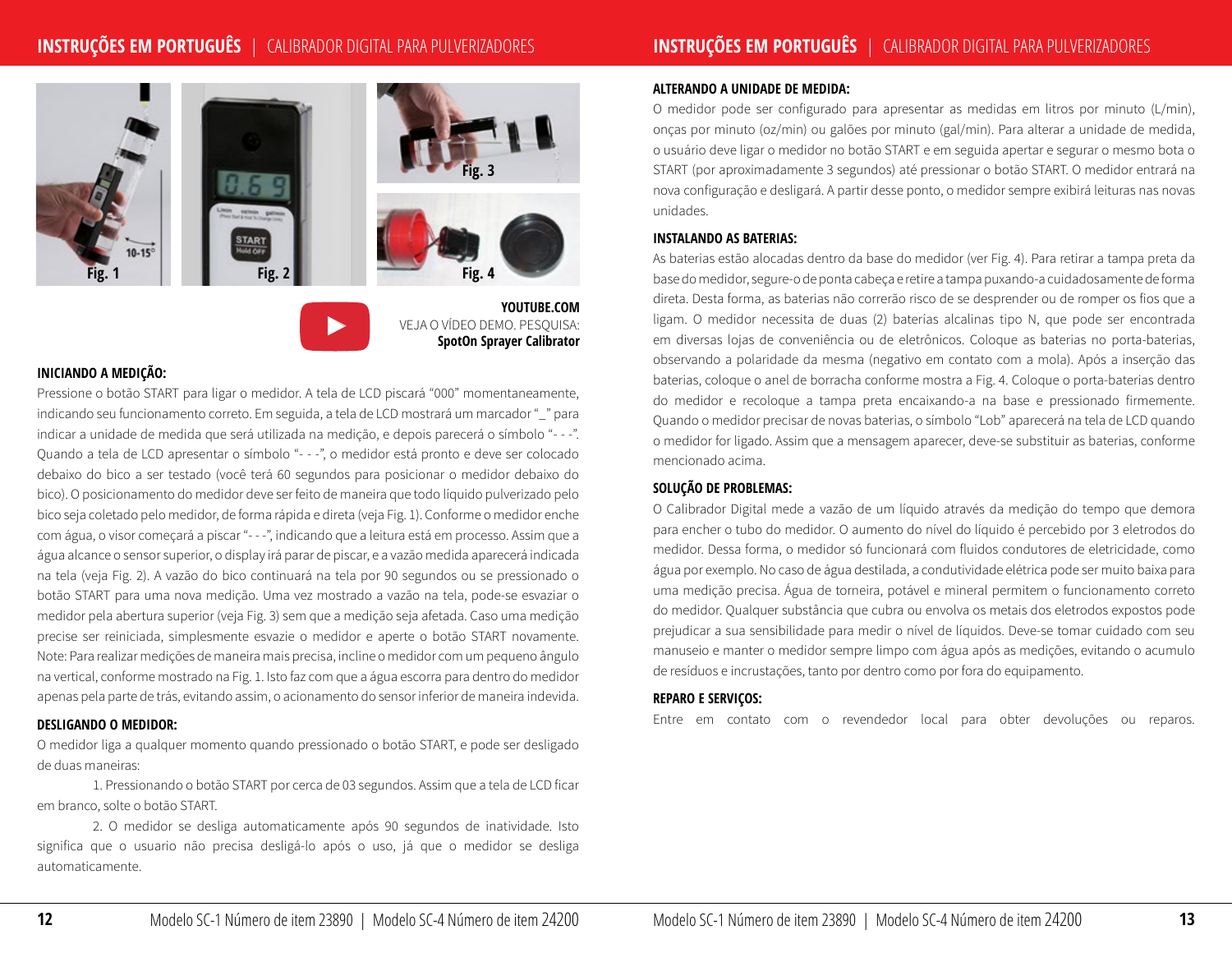Fig. 1

Fig. 2

Fig. 3

Fig. 4

**YOUTUBE.COM**
VEJA O VÍDEO DEMO. PESQUISA:
**SpotOn Sprayer Calibrator**

### INICIANDO A MEDIÇÃO:

Pressione o botão START para ligar o medidor. A tela de LCD piscará "000" momentaneamente, indicando seu funcionamento correto. Em seguida, a tela de LCD mostrará um marcador "_" para indicar a unidade de medida que será utilizada na medição, e depois parecerá o símbolo "- - -". Quando a tela de LCD apresentar o símbolo "- - -", o medidor está pronto e deve ser colocado debaixo do bico a ser testado (você terá 60 segundos para posicionar o medidor debaixo do bico). O posicionamento do medidor deve ser feito de maneira que todo líquido pulverizado pelo bico seja coletado pelo medidor, de forma rápida e direta (veja Fig. 1). Conforme o medidor enche com água, o visor começará a piscar "- - -", indicando que a leitura está em processo. Assim que a água alcance o sensor superior, o display irá parar de piscar, e a vazão medida aparecerá indicada na tela (veja Fig. 2). A vazão do bico continuará na tela por 90 segundos ou se pressionado o botão START para uma nova medição. Uma vez mostrado a vazão na tela, pode-se esvaziar o medidor pela abertura superior (veja Fig. 3) sem que a medição seja afetada. Caso uma medição precise ser reiniciada, simplesmente esvazie o medidor e aperte o botão START novamente. Note: Para realizar medições de maneira mais precisa, incline o medidor com um pequeno ângulo na vertical, conforme mostrado na Fig. 1. Isto faz com que a água escorra para dentro do medidor apenas pela parte de trás, evitando assim, o acionamento do sensor inferior de maneira indevida.

### DESLIGANDO O MEDIDOR:

O medidor liga a qualquer momento quando pressionado o botão START, e pode ser desligado de duas maneiras:

1. Pressionando o botão START por cerca de 03 segundos. Assim que a tela de LCD ficar em branco, solte o botão START.

2. O medidor se desliga automaticamente após 90 segundos de inatividade. Isto significa que o usuario não precisa desligá-lo após o uso, já que o medidor se desliga automaticamente.

### ALTERANDO A UNIDADE DE MEDIDA:

O medidor pode ser configurado para apresentar as medidas em litros por minuto (L/min), onças por minuto (oz/min) ou galões por minuto (gal/min). Para alterar a unidade de medida, o usuário deve ligar o medidor no botão START e em seguida apertar e segurar o mesmo bota o START (por aproximadamente 3 segundos) até pressionar o botão START. O medidor entrará na nova configuração e desligará. A partir desse ponto, o medidor sempre exibirá leituras nas novas unidades.

### INSTALANDO AS BATERIAS:

As baterias estão alocadas dentro da base do medidor (ver Fig. 4). Para retirar a tampa preta da base do medidor, segure-o de ponta cabeça e retire a tampa puxando-a cuidadosamente de forma direta. Desta forma, as baterias não correrão risco de se desprender ou de romper os fios que a ligam. O medidor necessita de duas (2) baterías alcalinas tipo N, que pode ser encontrada em diversas lojas de conveniência ou de eletrônicos. Coloque as baterias no porta-baterias, observando a polaridade da mesma (negativo em contato com a mola). Após a inserção das baterias, coloque o anel de borracha conforme mostra a Fig. 4. Coloque o porta-baterias dentro do medidor e recoloque a tampa preta encaixando-a na base e pressionado firmemente. Quando o medidor precisar de novas baterias, o símbolo "Lob" aparecerá na tela de LCD quando o medidor for ligado. Assim que a mensagem aparecer, deve-se substituir as baterias, conforme mencionado acima.

### SOLUÇÃO DE PROBLEMAS:

O Calibrador Digital mede a vazão de um líquido através da medição do tempo que demora para encher o tubo do medidor. O aumento do nível do líquido é percebido por 3 eletrodos do medidor. Dessa forma, o medidor só funcionará com fluidos condutores de eletricidade, como água por exemplo. No caso de água destilada, a condutividade elétrica pode ser muito baixa para uma medição precisa. Água de torneira, potável e mineral permitem o funcionamento correto do medidor. Qualquer substância que cubra ou envolva os metais dos eletrodos expostos pode prejudicar a sua sensibilidade para medir o nível de líquidos. Deve-se tomar cuidado com seu manuseio e manter o medidor sempre limpo com água após as medições, evitando o acumulo de resíduos e incrustações, tanto por dentro como por fora do equipamento.

### REPARO E SERVIÇOS:

Entre em contato com o revendedor local para obter devoluções ou reparos.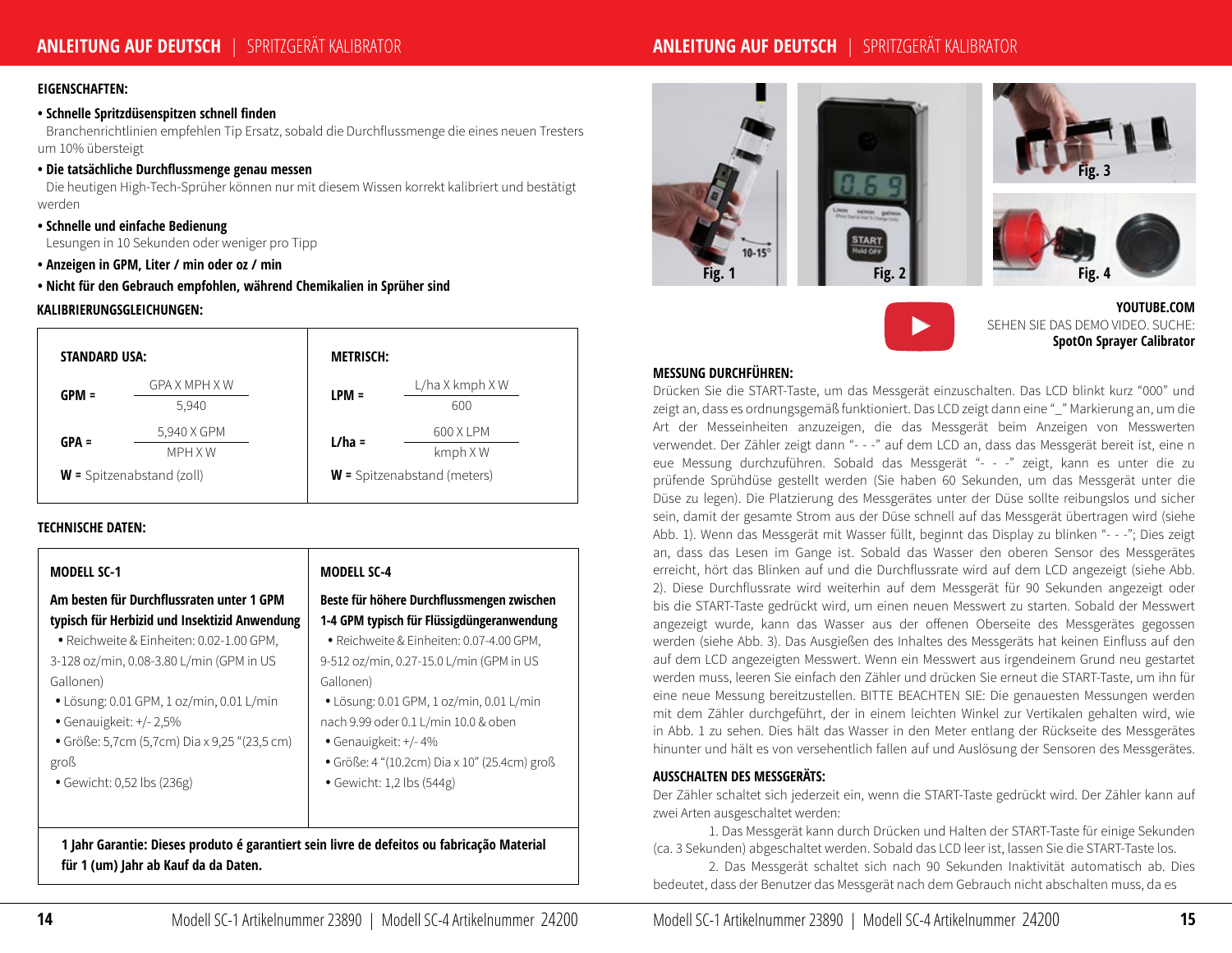**EIGENSCHAFTEN:**

- **Schnelle Spritzdüsenspitzen schnell finden**
  Branchenrichtlinien empfehlen Tip Ersatz, sobald die Durchflussmenge die eines neuen Tresters um 10% übersteigt
- **Die tatsächliche Durchflussmenge genau messen**
  Die heutigen High-Tech-Sprüher können nur mit diesem Wissen korrekt kalibriert und bestätigt werden
- **Schnelle und einfache Bedienung**
  Lesungen in 10 Sekunden oder weniger pro Tipp
- **Anzeigen in GPM, Liter / min oder oz / min**
- **Nicht für den Gebrauch empfohlen, während Chemikalien in Sprüher sind**

**KALIBRIERUNGSGLEICHUNGEN:**

| STANDARD USA: | METRISCH: |
|---|---|
| **GPM =** $\frac{\text{GPA X MPH X W}}{5{,}940}$ | **LPM =** $\frac{\text{L/ha X kmph X W}}{600}$ |
| **GPA =** $\frac{5{,}940 \text{ X GPM}}{\text{MPH X W}}$ | **L/ha =** $\frac{600 \text{ X LPM}}{\text{kmph X W}}$ |
| **W =** Spitzenabstand (zoll) | **W =** Spitzenabstand (meters) |

**TECHNISCHE DATEN:**

| MODELL SC-1 | MODELL SC-4 |
|---|---|
| **Am besten für Durchflussraten unter 1 GPM typisch für Herbizid und Insektizid Anwendung** | **Beste für höhere Durchflussmengen zwischen 1-4 GPM typisch für Flüssigdüngeranwendung** |
| • Reichweite & Einheiten: 0.02-1.00 GPM, 3-128 oz/min, 0.08-3.80 L/min (GPM in US Gallonen) | • Reichweite & Einheiten: 0.07-4.00 GPM, 9-512 oz/min, 0.27-15.0 L/min (GPM in US Gallonen) |
| • Lösung: 0.01 GPM, 1 oz/min, 0.01 L/min | • Lösung: 0.01 GPM, 1 oz/min, 0.01 L/min nach 9.99 oder 0.1 L/min 10.0 & oben |
| • Genauigkeit: +/- 2,5% | • Genauigkeit: +/- 4% |
| • Größe: 5,7cm (5,7cm) Dia x 9,25 "(23,5 cm) groß | • Größe: 4 "(10.2cm) Dia x 10" (25.4cm) groß |
| • Gewicht: 0,52 lbs (236g) | • Gewicht: 1,2 lbs (544g) |

**1 Jahr Garantie: Dieses produto é garantiert sein livre de defeitos ou fabricação Material für 1 (um) Jahr ab Kauf da da Daten.**

Fig. 1

Fig. 2

Fig. 3

Fig. 4

**YOUTUBE.COM**
SEHEN SIE DAS DEMO VIDEO. SUCHE:
**SpotOn Sprayer Calibrator**

**MESSUNG DURCHFÜHREN:**

Drücken Sie die START-Taste, um das Messgerät einzuschalten. Das LCD blinkt kurz "000" und zeigt an, dass es ordnungsgemäß funktioniert. Das LCD zeigt dann eine "_" Markierung an, um die Art der Messeinheiten anzuzeigen, die das Messgerät beim Anzeigen von Messwerten verwendet. Der Zähler zeigt dann "- - -" auf dem LCD an, dass das Messgerät bereit ist, eine n eue Messung durchzuführen. Sobald das Messgerät "- - -" zeigt, kann es unter die zu prüfende Sprühdüse gestellt werden (Sie haben 60 Sekunden, um das Messgerät unter die Düse zu legen). Die Platzierung des Messgerätes unter der Düse sollte reibungslos und sicher sein, damit der gesamte Strom aus der Düse schnell auf das Messgerät übertragen wird (siehe Abb. 1). Wenn das Messgerät mit Wasser füllt, beginnt das Display zu blinken "- - -"; Dies zeigt an, dass das Lesen im Gange ist. Sobald das Wasser den oberen Sensor des Messgerätes erreicht, hört das Blinken auf und die Durchflussrate wird auf dem LCD angezeigt (siehe Abb. 2). Diese Durchflussrate wird weiterhin auf dem Messgerät für 90 Sekunden angezeigt oder bis die START-Taste gedrückt wird, um einen neuen Messwert zu starten. Sobald der Messwert angezeigt wurde, kann das Wasser aus der offenen Oberseite des Messgerätes gegossen werden (siehe Abb. 3). Das Ausgießen des Inhaltes des Messgeräts hat keinen Einfluss auf den auf dem LCD angezeigten Messwert. Wenn ein Messwert aus irgendeinem Grund neu gestartet werden muss, leeren Sie einfach den Zähler und drücken Sie erneut die START-Taste, um ihn für eine neue Messung bereitzustellen. BITTE BEACHTEN SIE: Die genauesten Messungen werden mit dem Zähler durchgeführt, der in einem leichten Winkel zur Vertikalen gehalten wird, wie in Abb. 1 zu sehen. Dies hält das Wasser in den Meter entlang der Rückseite des Messgerätes hinunter und hält es von versehentlich fallen auf und Auslösung der Sensoren des Messgerätes.

**AUSSCHALTEN DES MESSGERÄTS:**

Der Zähler schaltet sich jederzeit ein, wenn die START-Taste gedrückt wird. Der Zähler kann auf zwei Arten ausgeschaltet werden:

1. Das Messgerät kann durch Drücken und Halten der START-Taste für einige Sekunden (ca. 3 Sekunden) abgeschaltet werden. Sobald das LCD leer ist, lassen Sie die START-Taste los.
2. Das Messgerät schaltet sich nach 90 Sekunden Inaktivität automatisch ab. Dies bedeutet, dass der Benutzer das Messgerät nach dem Gebrauch nicht abschalten muss, da es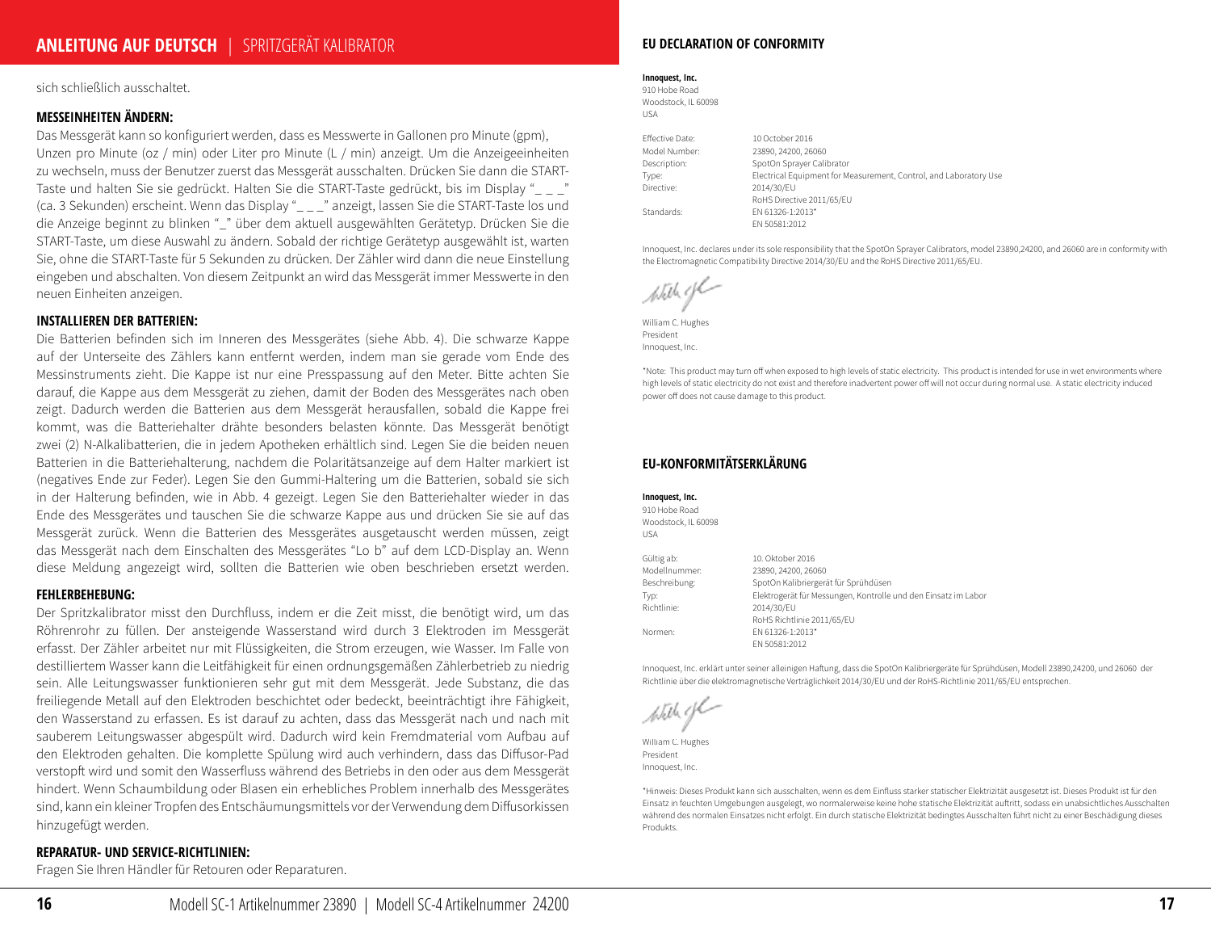sich schließlich ausschaltet.

### MESSEINHEITEN ÄNDERN:

Das Messgerät kann so konfiguriert werden, dass es Messwerte in Gallonen pro Minute (gpm), Unzen pro Minute (oz / min) oder Liter pro Minute (L / min) anzeigt. Um die Anzeigeeinheiten zu wechseln, muss der Benutzer zuerst das Messgerät ausschalten. Drücken Sie dann die START-Taste und halten Sie sie gedrückt. Halten Sie die START-Taste gedrückt, bis im Display "_ _ _" (ca. 3 Sekunden) erscheint. Wenn das Display "_ _ _" anzeigt, lassen Sie die START-Taste los und die Anzeige beginnt zu blinken "_" über dem aktuell ausgewählten Gerätetyp. Drücken Sie die START-Taste, um diese Auswahl zu ändern. Sobald der richtige Gerätetyp ausgewählt ist, warten Sie, ohne die START-Taste für 5 Sekunden zu drücken. Der Zähler wird dann die neue Einstellung eingeben und abschalten. Von diesem Zeitpunkt an wird das Messgerät immer Messwerte in den neuen Einheiten anzeigen.

### INSTALLIEREN DER BATTERIEN:

Die Batterien befinden sich im Inneren des Messgerätes (siehe Abb. 4). Die schwarze Kappe auf der Unterseite des Zählers kann entfernt werden, indem man sie gerade vom Ende des Messinstruments zieht. Die Kappe ist nur eine Presspassung auf den Meter. Bitte achten Sie darauf, die Kappe aus dem Messgerät zu ziehen, damit der Boden des Messgerätes nach oben zeigt. Dadurch werden die Batterien aus dem Messgerät herausfallen, sobald die Kappe frei kommt, was die Batteriehalter drähte besonders belasten könnte. Das Messgerät benötigt zwei (2) N-Alkalibatterien, die in jedem Apotheken erhältlich sind. Legen Sie die beiden neuen Batterien in die Batteriehalterung, nachdem die Polaritätsanzeige auf dem Halter markiert ist (negatives Ende zur Feder). Legen Sie den Gummi-Haltering um die Batterien, sobald sie sich in der Halterung befinden, wie in Abb. 4 gezeigt. Legen Sie den Batteriehalter wieder in das Ende des Messgerätes und tauschen Sie die schwarze Kappe aus und drücken Sie sie auf das Messgerät zurück. Wenn die Batterien des Messgerätes ausgetauscht werden müssen, zeigt das Messgerät nach dem Einschalten des Messgerätes "Lo b" auf dem LCD-Display an. Wenn diese Meldung angezeigt wird, sollten die Batterien wie oben beschrieben ersetzt werden.

### FEHLERBEHEBUNG:

Der Spritzkalibrator misst den Durchfluss, indem er die Zeit misst, die benötigt wird, um das Röhrenrohr zu füllen. Der ansteigende Wasserstand wird durch 3 Elektroden im Messgerät erfasst. Der Zähler arbeitet nur mit Flüssigkeiten, die Strom erzeugen, wie Wasser. Im Falle von destilliertem Wasser kann die Leitfähigkeit für einen ordnungsgemäßen Zählerbetrieb zu niedrig sein. Alle Leitungswasser funktionieren sehr gut mit dem Messgerät. Jede Substanz, die das freiliegende Metall auf den Elektroden beschichtet oder bedeckt, beeinträchtigt ihre Fähigkeit, den Wasserstand zu erfassen. Es ist darauf zu achten, dass das Messgerät nach und nach mit sauberem Leitungswasser abgespült wird. Dadurch wird kein Fremdmaterial vom Aufbau auf den Elektroden gehalten. Die komplette Spülung wird auch verhindern, dass das Diffusor-Pad verstopft wird und somit den Wasserfluss während des Betriebs in den oder aus dem Messgerät hindert. Wenn Schaumbildung oder Blasen ein erhebliches Problem innerhalb des Messgerätes sind, kann ein kleiner Tropfen des Entschäumungsmittels vor der Verwendung dem Diffusorkissen hinzugefügt werden.

### REPARATUR- UND SERVICE-RICHTLINIEN:

Fragen Sie Ihren Händler für Retouren oder Reparaturen.

## EU DECLARATION OF CONFORMITY

**Innoquest, Inc.**
910 Hobe Road
Woodstock, IL 60098
USA

| | |
|---|---|
| Effective Date: | 10 October 2016 |
| Model Number: | 23890, 24200, 26060 |
| Description: | SpotOn Sprayer Calibrator |
| Type: | Electrical Equipment for Measurement, Control, and Laboratory Use |
| Directive: | 2014/30/EU<br>RoHS Directive 2011/65/EU |
| Standards: | EN 61326-1:2013*<br>EN 50581:2012 |

Innoquest, Inc. declares under its sole responsibility that the SpotOn Sprayer Calibrators, model 23890,24200, and 26060 are in conformity with the Electromagnetic Compatibility Directive 2014/30/EU and the RoHS Directive 2011/65/EU.

William C. Hughes
President
Innoquest, Inc.

*Note: This product may turn off when exposed to high levels of static electricity. This product is intended for use in wet environments where high levels of static electricity do not exist and therefore inadvertent power off will not occur during normal use. A static electricity induced power off does not cause damage to this product.

## EU-KONFORMITÄTSERKLÄRUNG

**Innoquest, Inc.**
910 Hobe Road
Woodstock, IL 60098
USA

| | |
|---|---|
| Gültig ab: | 10. Oktober 2016 |
| Modellnummer: | 23890, 24200, 26060 |
| Beschreibung: | SpotOn Kalibriergerät für Sprühdüsen |
| Typ: | Elektrogerät für Messungen, Kontrolle und den Einsatz im Labor |
| Richtlinie: | 2014/30/EU<br>RoHS Richtlinie 2011/65/EU |
| Normen: | EN 61326-1:2013*<br>EN 50581:2012 |

Innoquest, Inc. erklärt unter seiner alleinigen Haftung, dass die SpotOn Kalibriergeräte für Sprühdüsen, Modell 23890,24200, und 26060 der Richtlinie über die elektromagnetische Verträglichkeit 2014/30/EU und der RoHS-Richtlinie 2011/65/EU entsprechen.

William C. Hughes
President
Innoquest, Inc.

*Hinweis: Dieses Produkt kann sich ausschalten, wenn es dem Einfluss starker statischer Elektrizität ausgesetzt ist. Dieses Produkt ist für den Einsatz in feuchten Umgebungen ausgelegt, wo normalerweise keine hohe statische Elektrizität auftritt, sodass ein unabsichtliches Ausschalten während des normalen Einsatzes nicht erfolgt. Ein durch statische Elektrizität bedingtes Ausschalten führt nicht zu einer Beschädigung dieses Produkts.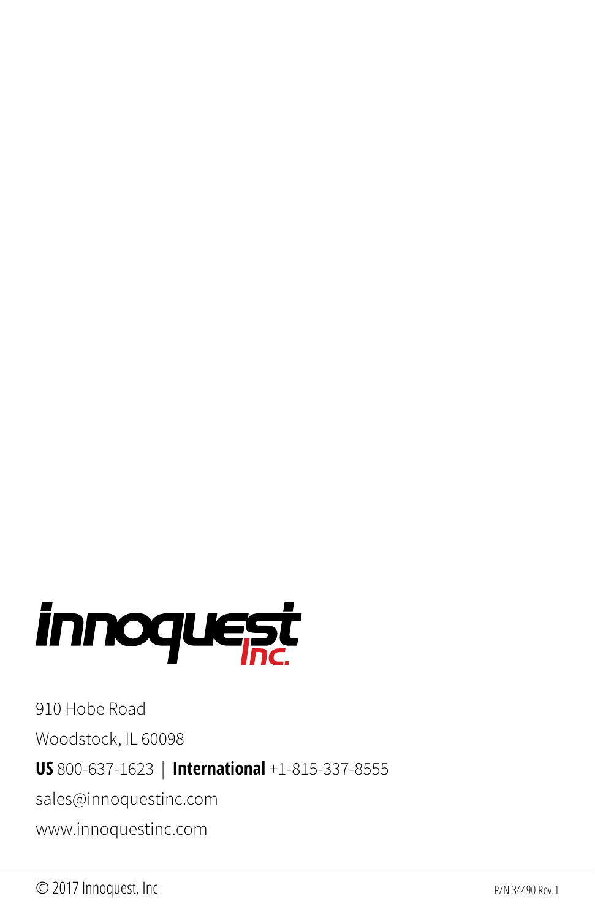innoquest Inc.

910 Hobe Road

Woodstock, IL 60098

**US** 800-637-1623 | **International** +1-815-337-8555

sales@innoquestinc.com

www.innoquestinc.com

© 2017 Innoquest, Inc

P/N 34490 Rev.1